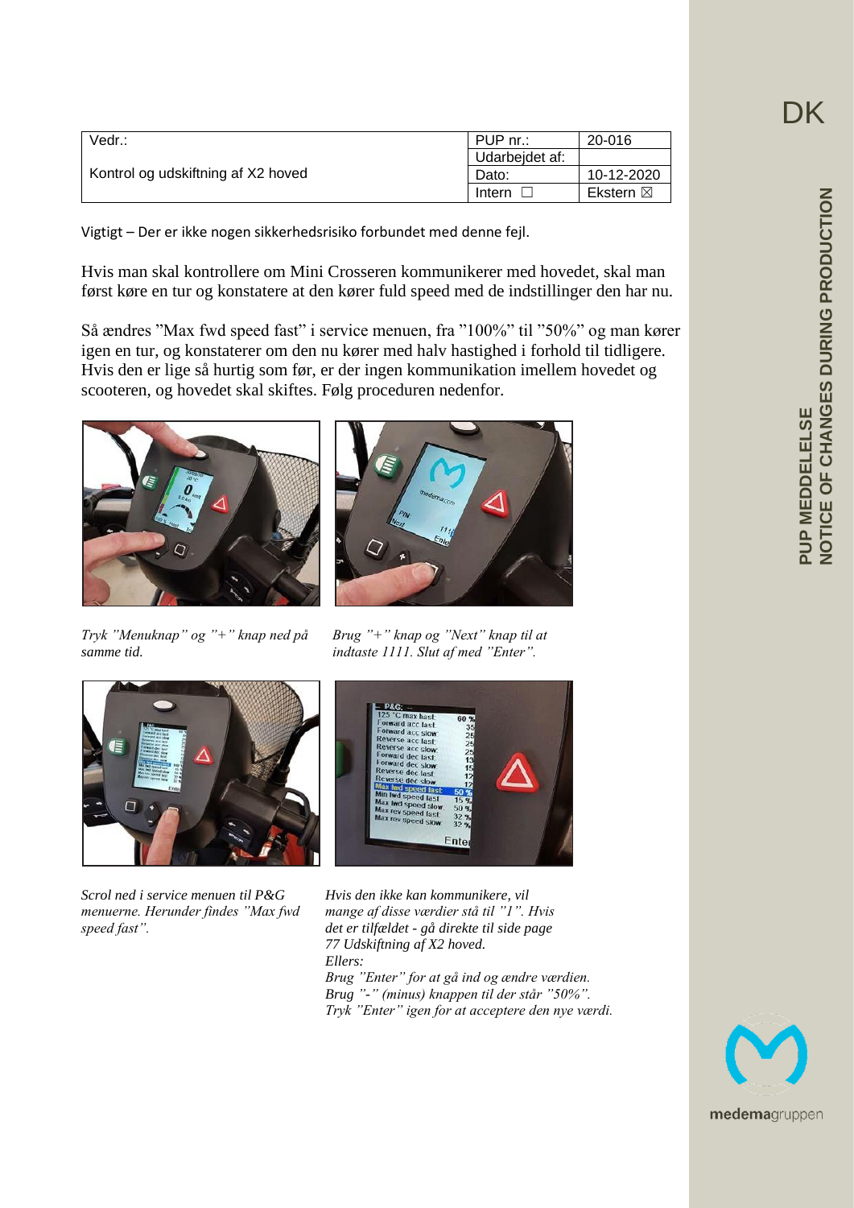| Vedr.: | PUP nr.: | 20-016 |
|---|---|---|
| | Udarbejdet af: | |
| Kontrol og udskiftning af X2 hoved | Dato: | 10-12-2020 |
| | Intern ☐ | Ekstern ☒ |

Vigtigt – Der er ikke nogen sikkerhedsrisiko forbundet med denne fejl.

Hvis man skal kontrollere om Mini Crosseren kommunikerer med hovedet, skal man først køre en tur og konstatere at den kører fuld speed med de indstillinger den har nu.

Så ændres "Max fwd speed fast" i service menuen, fra "100%" til "50%" og man kører igen en tur, og konstaterer om den nu kører med halv hastighed i forhold til tidligere. Hvis den er lige så hurtig som før, er der ingen kommunikation imellem hovedet og scooteren, og hovedet skal skiftes. Følg proceduren nedenfor.

*Tryk "Menuknap" og "+" knap ned på samme tid.*

*Brug "+" knap og "Next" knap til at indtaste 1111. Slut af med "Enter".*

*Scrol ned i service menuen til P&G menuerne. Herunder findes "Max fwd speed fast".*

*Hvis den ikke kan kommunikere, vil mange af disse værdier stå til "1". Hvis det er tilfældet - gå direkte til side page 77 Udskiftning af X2 hoved.*
*Ellers:*
*Brug "Enter" for at gå ind og ændre værdien.*
*Brug "-" (minus) knappen til der står "50%".*
*Tryk "Enter" igen for at acceptere den nye værdi.*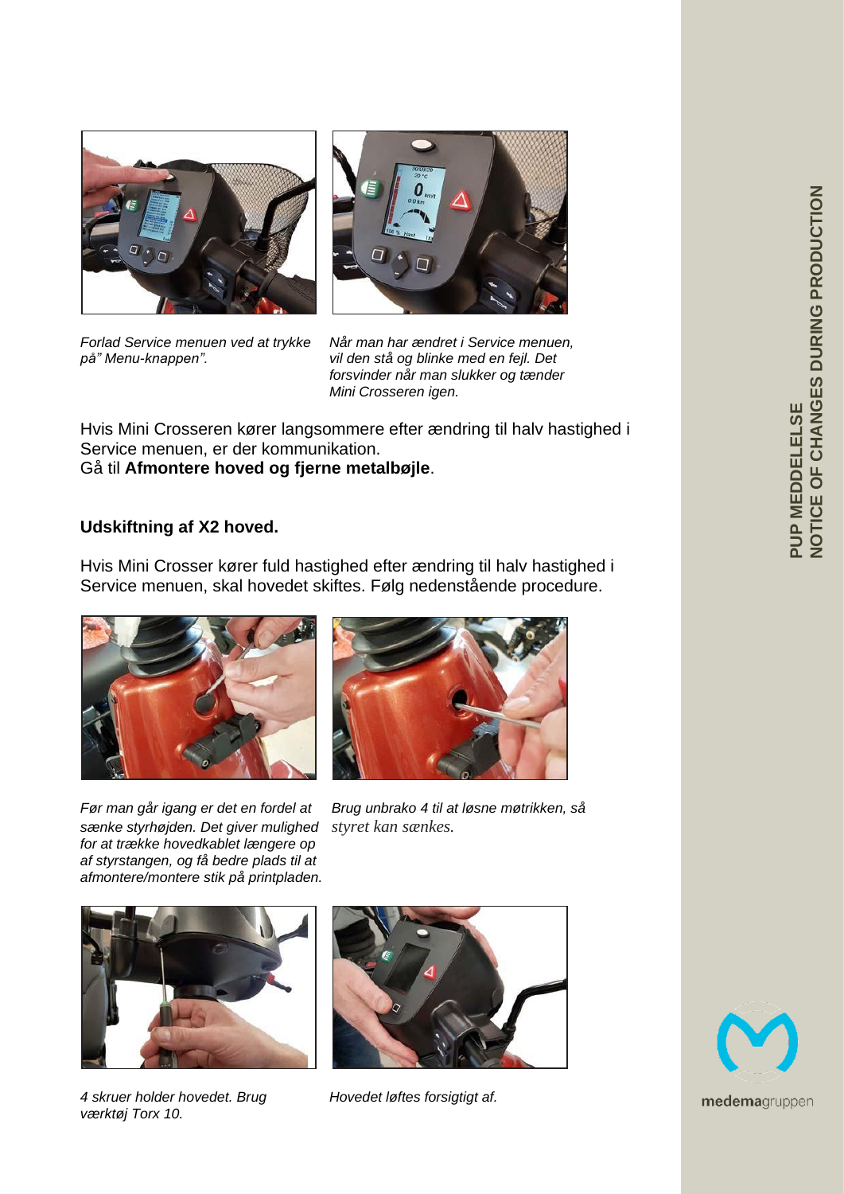*Forlad Service menuen ved at trykke på" Menu-knappen".*

*Når man har ændret i Service menuen, vil den stå og blinke med en fejl. Det forsvinder når man slukker og tænder Mini Crosseren igen.*

Hvis Mini Crosseren kører langsommere efter ændring til halv hastighed i Service menuen, er der kommunikation.
Gå til **Afmontere hoved og fjerne metalbøjle**.

**Udskiftning af X2 hoved.**

Hvis Mini Crosser kører fuld hastighed efter ændring til halv hastighed i Service menuen, skal hovedet skiftes. Følg nedenstående procedure.

*Før man går igang er det en fordel at sænke styrhøjden. Det giver mulighed for at trække hovedkablet længere op af styrstangen, og få bedre plads til at afmontere/montere stik på printpladen.*

*Brug unbrako 4 til at løsne møtrikken, så styret kan sænkes.*

*4 skruer holder hovedet. Brug værktøj Torx 10.*

*Hovedet løftes forsigtigt af.*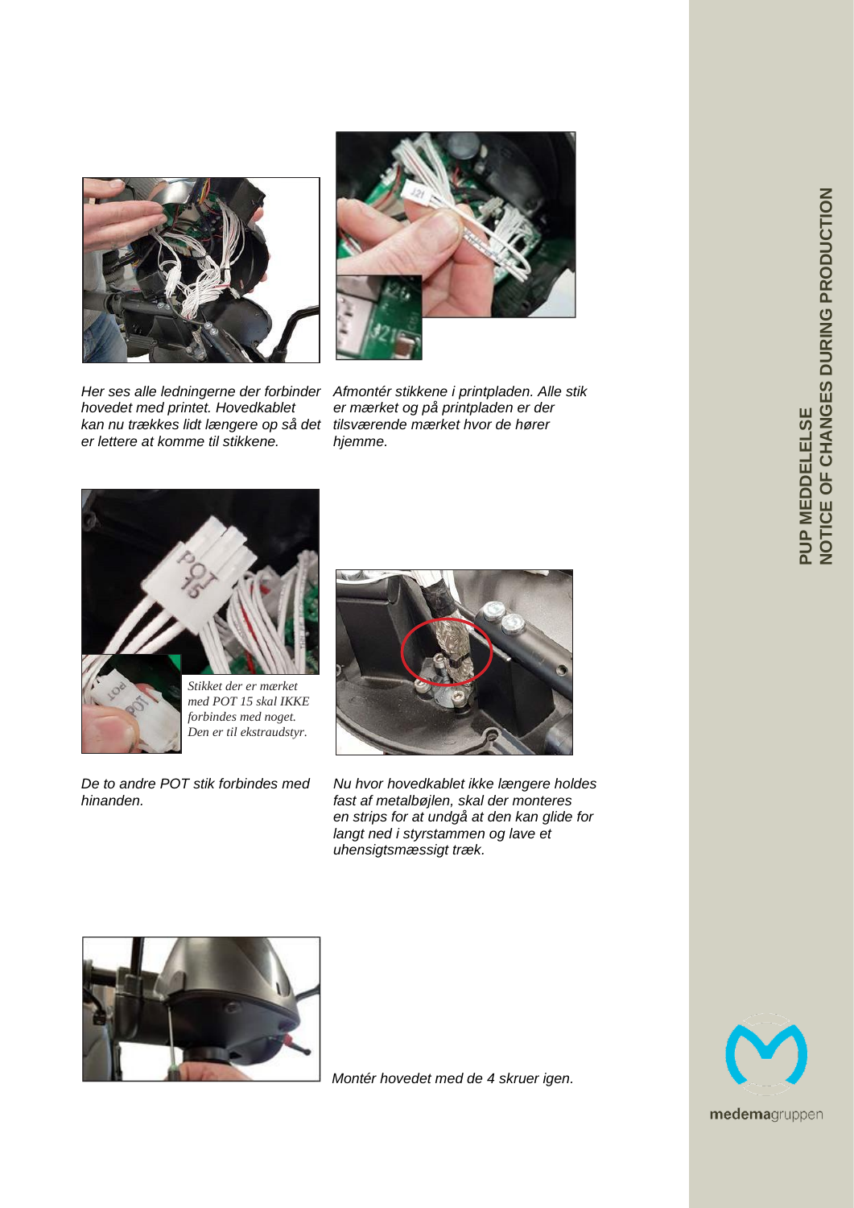*Her ses alle ledningerne der forbinder hovedet med printet. Hovedkablet kan nu trækkes lidt længere op så det er lettere at komme til stikkene.*

*Afmontér stikkene i printpladen. Alle stik er mærket og på printpladen er der tilsværende mærket hvor de hører hjemme.*

*Stikket der er mærket med POT 15 skal IKKE forbindes med noget. Den er til ekstraudstyr.*

*De to andre POT stik forbindes med hinanden.*

*Nu hvor hovedkablet ikke længere holdes fast af metalbøjlen, skal der monteres en strips for at undgå at den kan glide for langt ned i styrstammen og lave et uhensigtsmæssigt træk.*

*Montér hovedet med de 4 skruer igen.*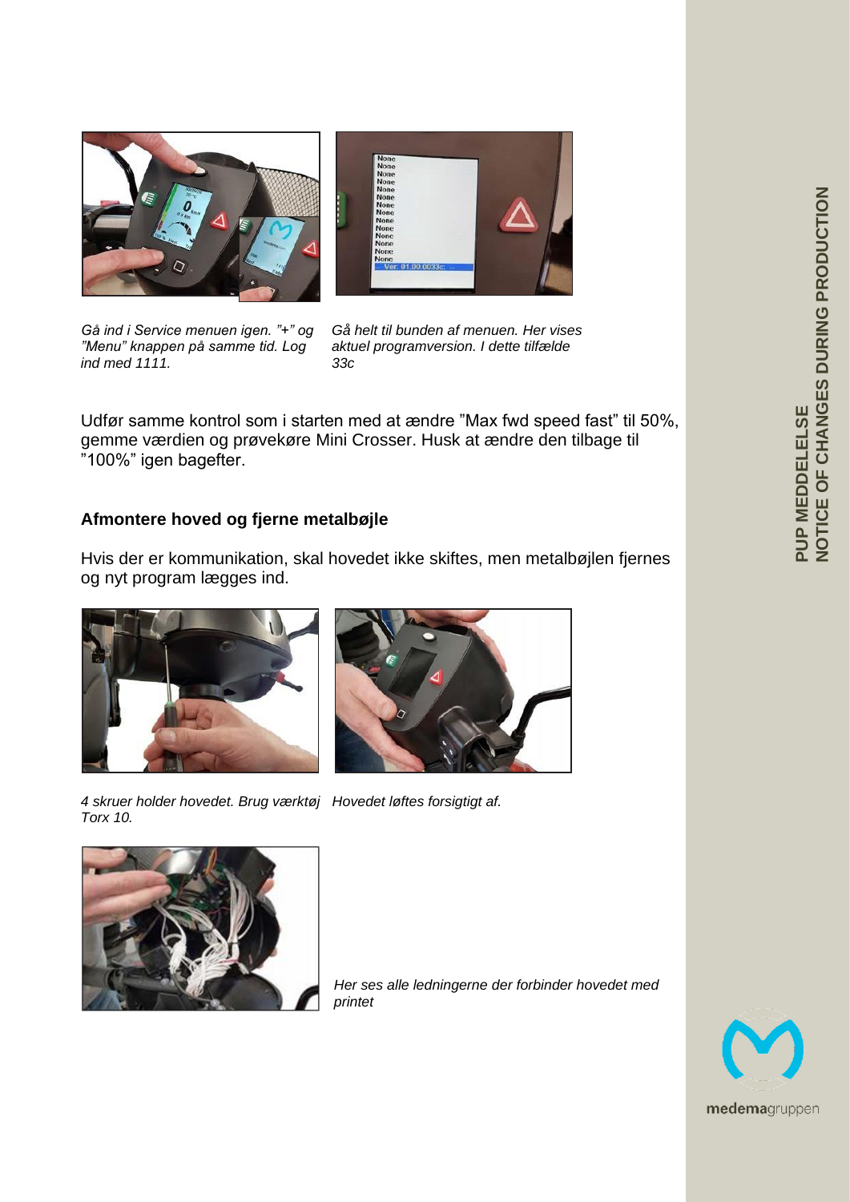Gå ind i Service menuen igen. "+" og "Menu" knappen på samme tid. Log ind med 1111.

Gå helt til bunden af menuen. Her vises aktuel programversion. I dette tilfælde 33c

Udfør samme kontrol som i starten med at ændre "Max fwd speed fast" til 50%, gemme værdien og prøvekøre Mini Crosser. Husk at ændre den tilbage til "100%" igen bagefter.

## Afmontere hoved og fjerne metalbøjle

Hvis der er kommunikation, skal hovedet ikke skiftes, men metalbøjlen fjernes og nyt program lægges ind.

*4 skruer holder hovedet. Brug værktøj Torx 10.*

*Hovedet løftes forsigtigt af.*

*Her ses alle ledningerne der forbinder hovedet med printet*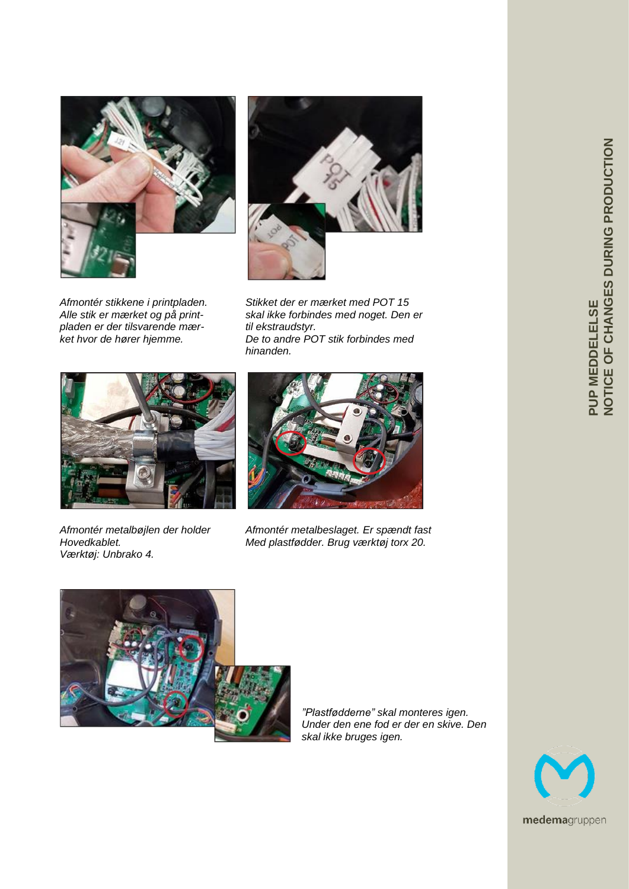Afmontér stikkene i printpladen. Alle stik er mærket og på printpladen er der tilsvarende mærket hvor de hører hjemme.

Stikket der er mærket med POT 15 skal ikke forbindes med noget. Den er til ekstraudstyr.
De to andre POT stik forbindes med hinanden.

Afmontér metalbøjlen der holder Hovedkablet.
Værktøj: Unbrako 4.

Afmontér metalbeslaget. Er spændt fast Med plastfødder. Brug værktøj torx 20.

"Plastfødderne" skal monteres igen. Under den ene fod er der en skive. Den skal ikke bruges igen.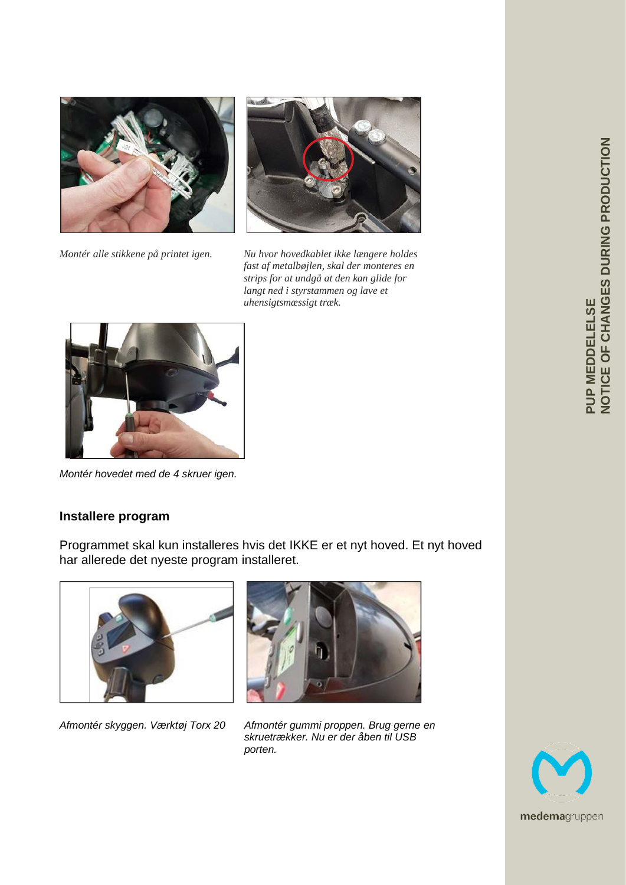*Montér alle stikkene på printet igen.*

*Nu hvor hovedkablet ikke længere holdes fast af metalbøjlen, skal der monteres en strips for at undgå at den kan glide for langt ned i styrstammen og lave et uhensigtsmæssigt træk.*

*Montér hovedet med de 4 skruer igen.*

### Installere program

Programmet skal kun installeres hvis det IKKE er et nyt hoved. Et nyt hoved har allerede det nyeste program installeret.

*Afmontér skyggen. Værktøj Torx 20*

*Afmontér gummi proppen. Brug gerne en skruetrækker. Nu er der åben til USB porten.*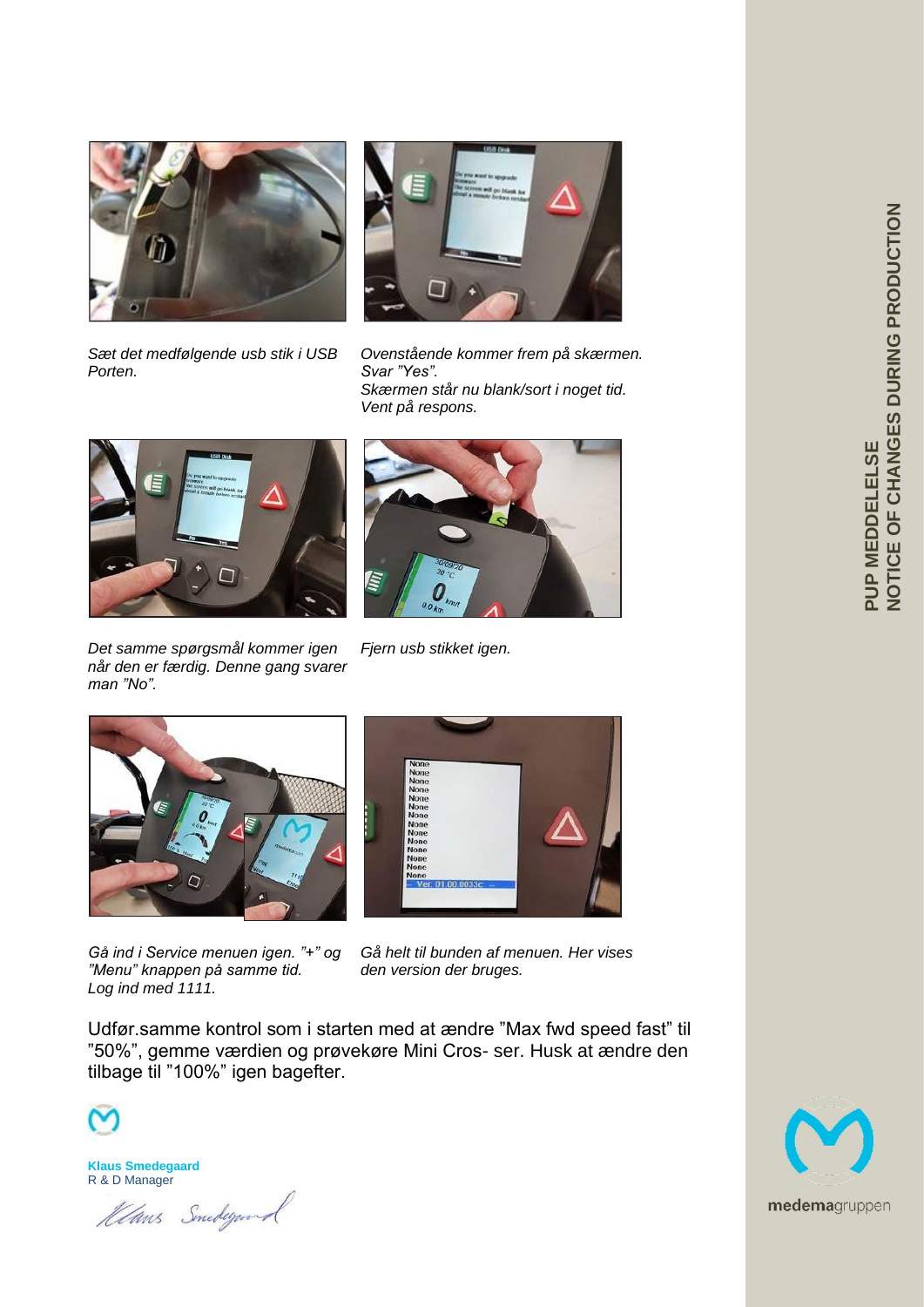*Sæt det medfølgende usb stik i USB Porten.*

*Ovenstående kommer frem på skærmen. Svar "Yes". Skærmen står nu blank/sort i noget tid. Vent på respons.*

*Det samme spørgsmål kommer igen når den er færdig. Denne gang svarer man "No".*

*Fjern usb stikket igen.*

*Gå ind i Service menuen igen. "+" og "Menu" knappen på samme tid. Log ind med 1111.*

*Gå helt til bunden af menuen. Her vises den version der bruges.*

Udfør.samme kontrol som i starten med at ændre "Max fwd speed fast" til "50%", gemme værdien og prøvekøre Mini Cros- ser. Husk at ændre den tilbage til "100%" igen bagefter.

**Klaus Smedegaard**
R & D Manager

PUP MEDDELELSE
NOTICE OF CHANGES DURING PRODUCTION

medemagruppen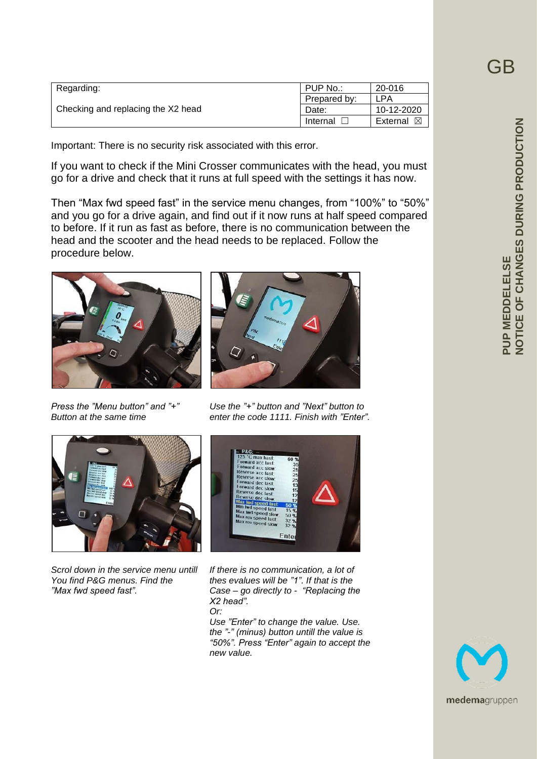| Regarding: | PUP No.: | 20-016 |
|---|---|---|
| Checking and replacing the X2 head | Prepared by: | LPA |
| | Date: | 10-12-2020 |
| | Internal ☐ | External ☒ |

Important: There is no security risk associated with this error.

If you want to check if the Mini Crosser communicates with the head, you must go for a drive and check that it runs at full speed with the settings it has now.

Then “Max fwd speed fast” in the service menu changes, from “100%” to “50%” and you go for a drive again, and find out if it now runs at half speed compared to before. If it run as fast as before, there is no communication between the head and the scooter and the head needs to be replaced. Follow the procedure below.

*Press the ”Menu button” and ”+” Button at the same time*

*Use the ”+” button and ”Next” button to enter the code 1111. Finish with ”Enter”.*

*Scrol down in the service menu untill You find P&G menus. Find the ”Max fwd speed fast”.*

*If there is no communication, a lot of thes evalues will be ”1”. If that is the Case – go directly to - “Replacing the X2 head”.*
*Or:*
*Use ”Enter” to change the value. Use. the ”-” (minus) button untill the value is “50%”. Press “Enter” again to accept the new value.*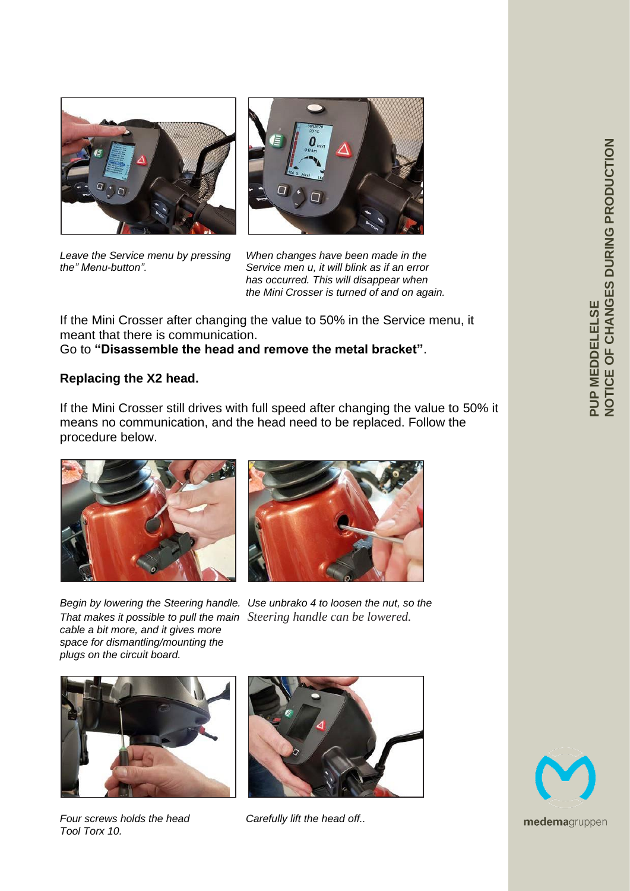*Leave the Service menu by pressing the" Menu-button".*

*When changes have been made in the Service men u, it will blink as if an error has occurred. This will disappear when the Mini Crosser is turned of and on again.*

If the Mini Crosser after changing the value to 50% in the Service menu, it meant that there is communication.
Go to **"Disassemble the head and remove the metal bracket"**.

**Replacing the X2 head.**

If the Mini Crosser still drives with full speed after changing the value to 50% it means no communication, and the head need to be replaced. Follow the procedure below.

*Begin by lowering the Steering handle. That makes it possible to pull the main cable a bit more, and it gives more space for dismantling/mounting the plugs on the circuit board.*

*Use unbrako 4 to loosen the nut, so the Steering handle can be lowered.*

*Four screws holds the head Tool Torx 10.*

*Carefully lift the head off..*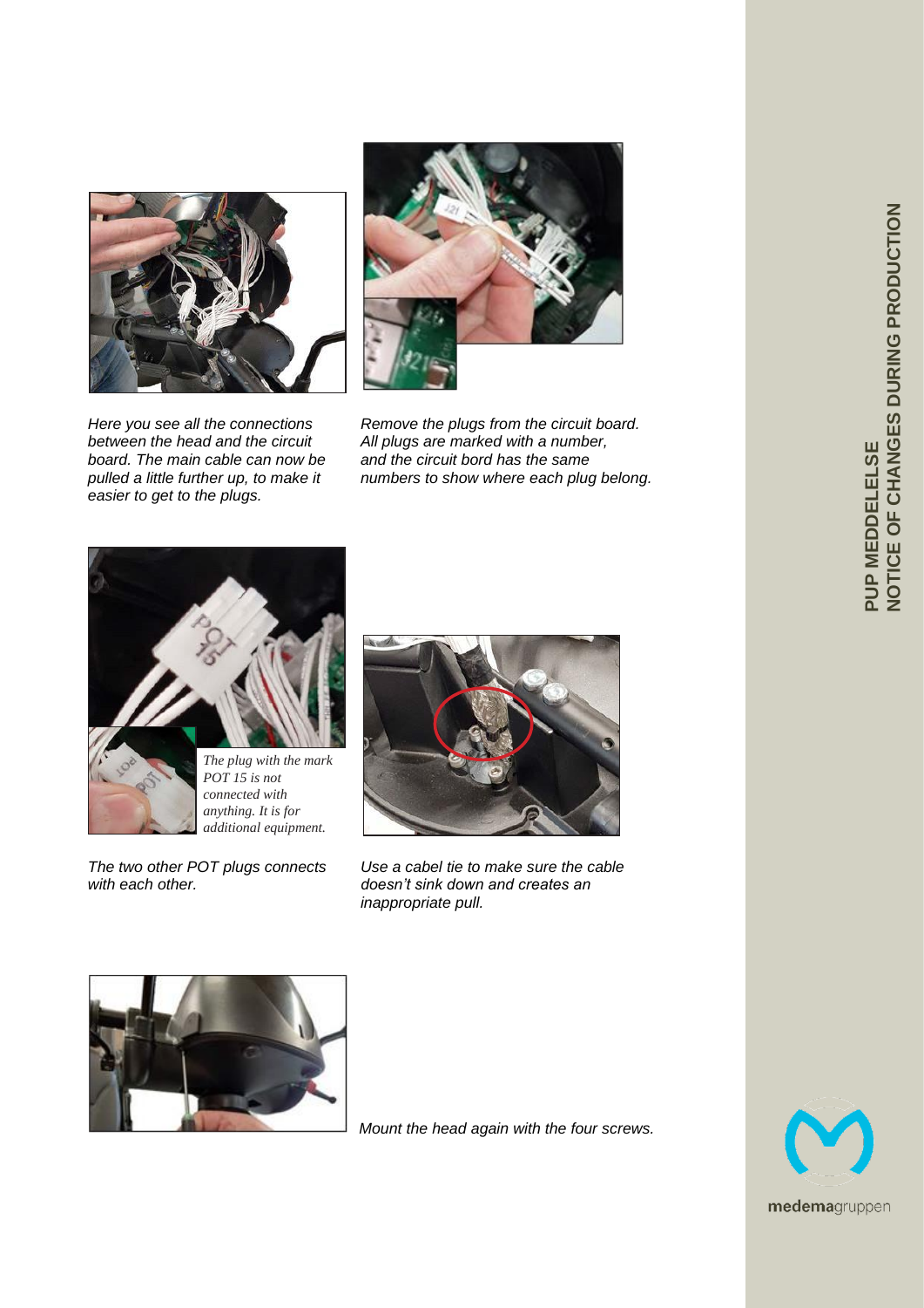Here you see all the connections between the head and the circuit board. The main cable can now be pulled a little further up, to make it easier to get to the plugs.

Remove the plugs from the circuit board. All plugs are marked with a number, and the circuit bord has the same numbers to show where each plug belong.

*The plug with the mark POT 15 is not connected with anything. It is for additional equipment.*

The two other POT plugs connects with each other.

Use a cabel tie to make sure the cable doesn't sink down and creates an inappropriate pull.

Mount the head again with the four screws.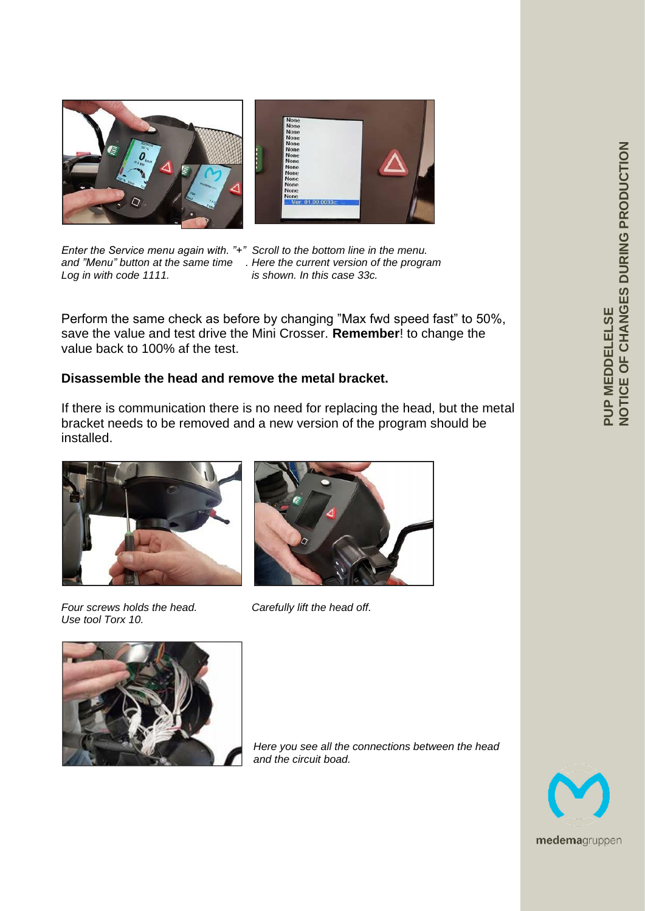*Enter the Service menu again with. "+" and "Menu" button at the same time Log in with code 1111.*

*Scroll to the bottom line in the menu. Here the current version of the program is shown. In this case 33c.*

Perform the same check as before by changing "Max fwd speed fast" to 50%, save the value and test drive the Mini Crosser. **Remember**! to change the value back to 100% af the test.

**Disassemble the head and remove the metal bracket.**

If there is communication there is no need for replacing the head, but the metal bracket needs to be removed and a new version of the program should be installed.

*Four screws holds the head. Use tool Torx 10.*

*Carefully lift the head off.*

*Here you see all the connections between the head and the circuit boad.*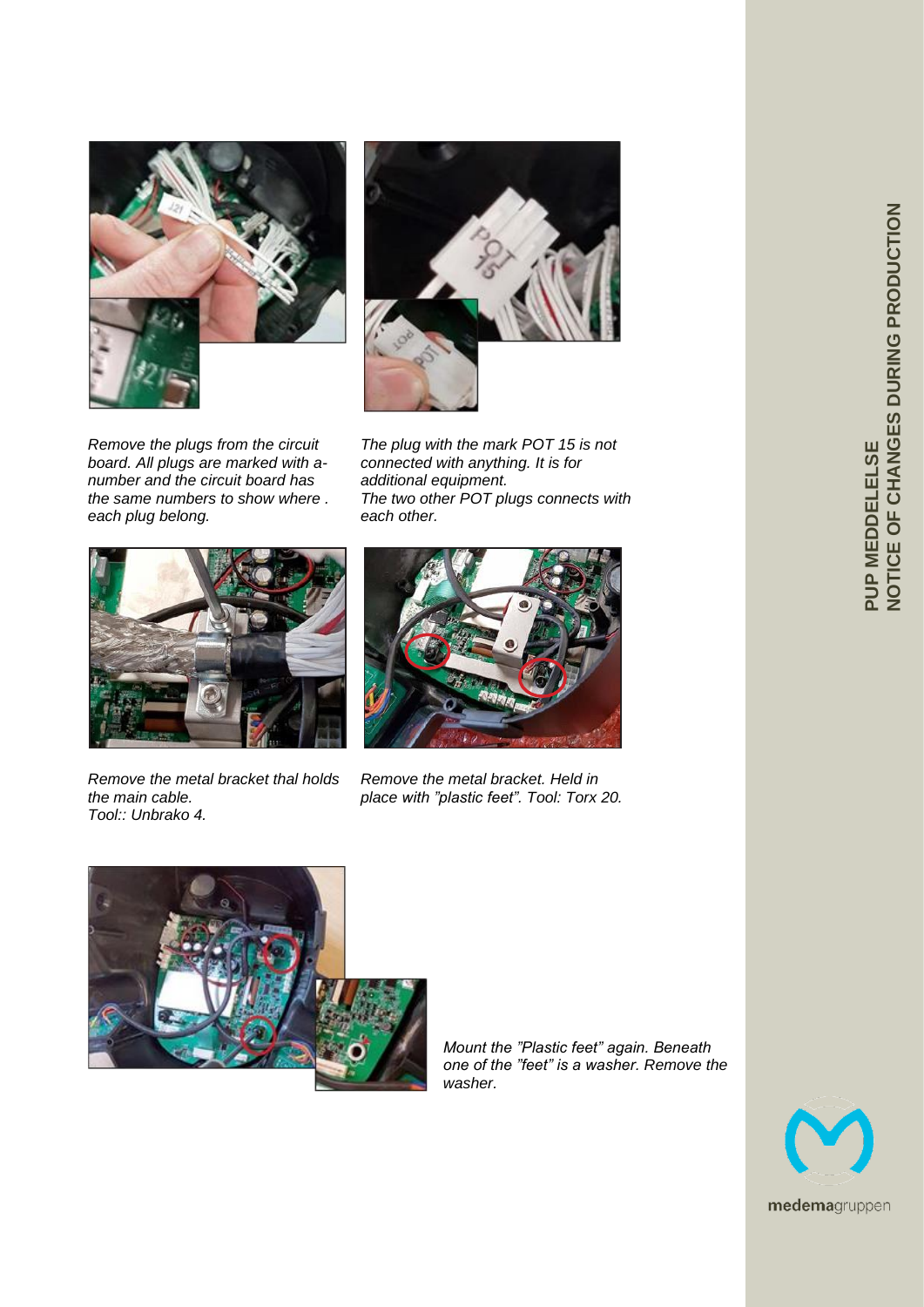Remove the plugs from the circuit board. All plugs are marked with a-number and the circuit board has the same numbers to show where . each plug belong.

The plug with the mark POT 15 is not connected with anything. It is for additional equipment.
The two other POT plugs connects with each other.

Remove the metal bracket thal holds the main cable.
Tool:: Unbrako 4.

Remove the metal bracket. Held in place with ”plastic feet”. Tool: Torx 20.

Mount the ”Plastic feet” again. Beneath one of the ”feet” is a washer. Remove the washer.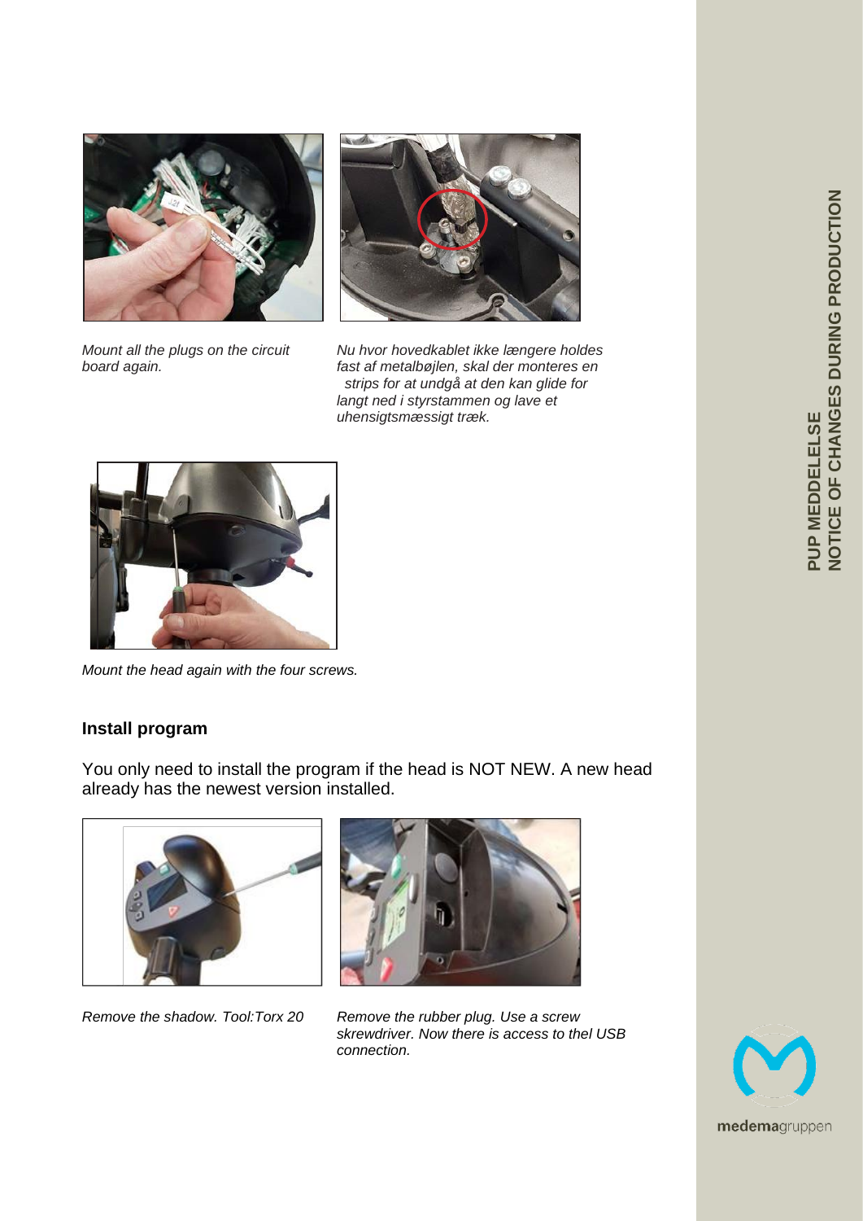*Mount all the plugs on the circuit board again.*

*Nu hvor hovedkablet ikke længere holdes fast af metalbøjlen, skal der monteres en strips for at undgå at den kan glide for langt ned i styrstammen og lave et uhensigtsmæssigt træk.*

*Mount the head again with the four screws.*

## Install program

You only need to install the program if the head is NOT NEW. A new head already has the newest version installed.

*Remove the shadow. Tool:Torx 20*

*Remove the rubber plug. Use a screw skrewdriver. Now there is access to thel USB connection.*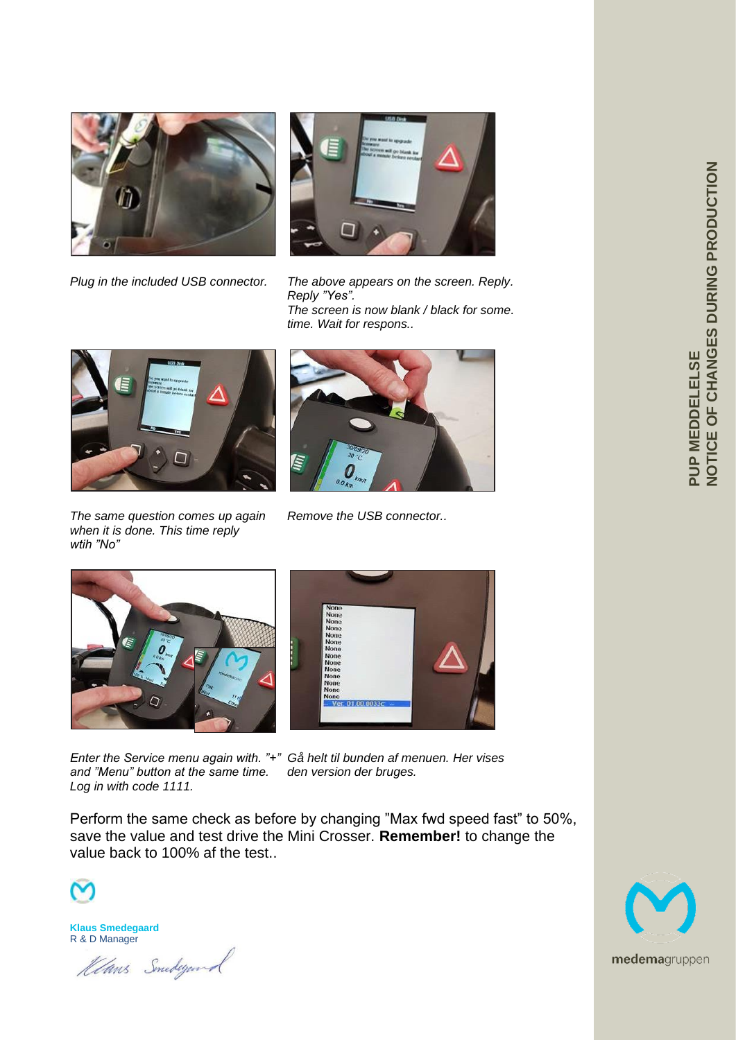*Plug in the included USB connector.*

*The above appears on the screen. Reply. Reply "Yes".*
*The screen is now blank / black for some. time. Wait for respons..*

*The same question comes up again when it is done. This time reply wtih "No"*

*Remove the USB connector..*

*Enter the Service menu again with. "+" and "Menu" button at the same time. Log in with code 1111.*

*Gå helt til bunden af menuen. Her vises den version der bruges.*

Perform the same check as before by changing "Max fwd speed fast" to 50%, save the value and test drive the Mini Crosser. **Remember!** to change the value back to 100% af the test..

**Klaus Smedegaard**
R & D Manager